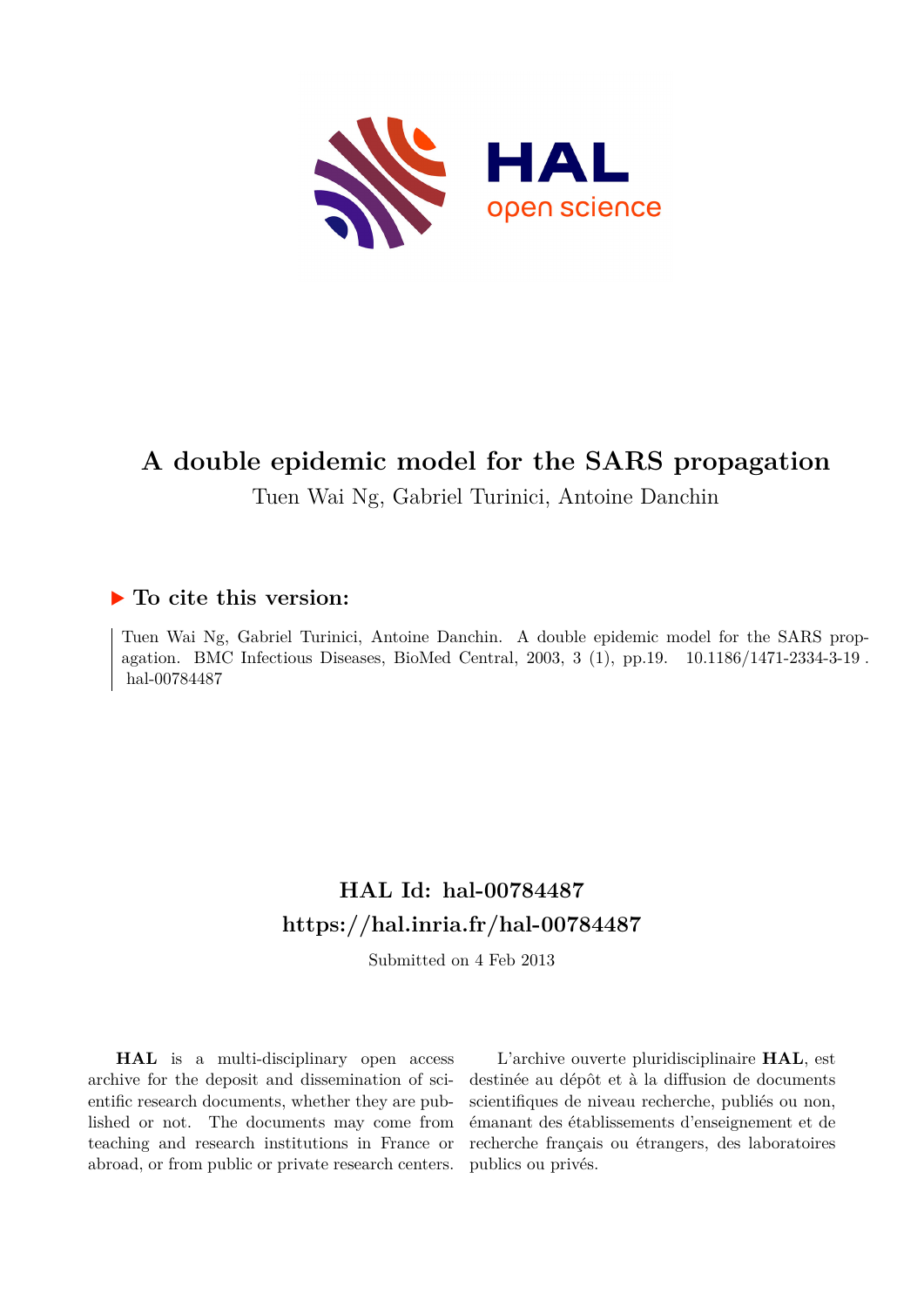# A double epidemic model for the SARS propagation

Tuen Wai Ng, Gabriel Turinici, Antoine Danchin

## ▶ To cite this version:

Tuen Wai Ng, Gabriel Turinici, Antoine Danchin. A double epidemic model for the SARS propagation. BMC Infectious Diseases, BioMed Central, 2003, 3 (1), pp.19. 10.1186/1471-2334-3-19 . hal-00784487

## HAL Id: hal-00784487
## https://hal.inria.fr/hal-00784487

Submitted on 4 Feb 2013

**HAL** is a multi-disciplinary open access archive for the deposit and dissemination of scientific research documents, whether they are published or not. The documents may come from teaching and research institutions in France or abroad, or from public or private research centers.

L'archive ouverte pluridisciplinaire **HAL**, est destinée au dépôt et à la diffusion de documents scientifiques de niveau recherche, publiés ou non, émanant des établissements d'enseignement et de recherche français ou étrangers, des laboratoires publics ou privés.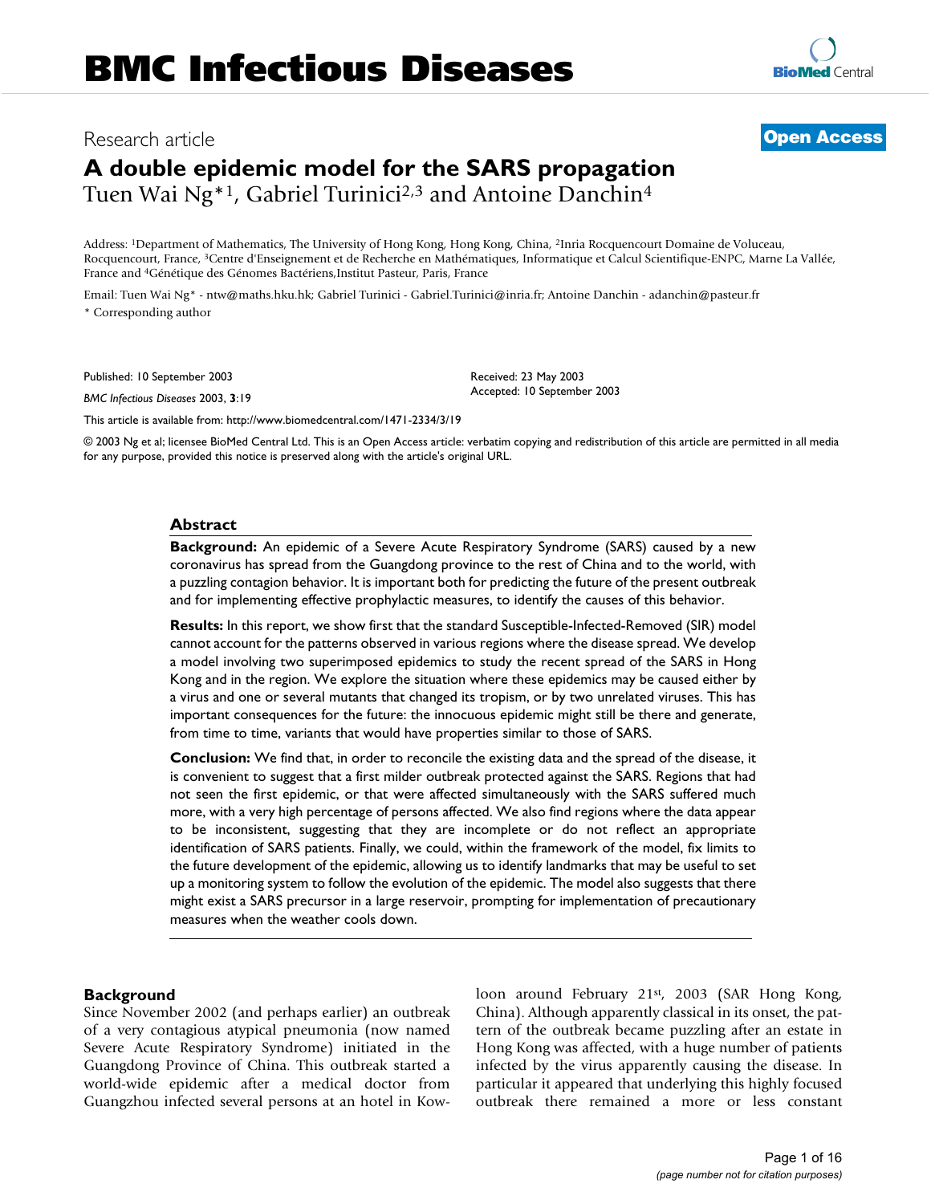# A double epidemic model for the SARS propagation

Tuen Wai Ng*[1], Gabriel Turinici[2,3] and Antoine Danchin[4]

Address: [1]Department of Mathematics, The University of Hong Kong, Hong Kong, China, [2]Inria Rocquencourt Domaine de Voluceau, Rocquencourt, France, [3]Centre d'Enseignement et de Recherche en Mathématiques, Informatique et Calcul Scientifique-ENPC, Marne La Vallée, France and [4]Génétique des Génomes Bactériens,Institut Pasteur, Paris, France

Email: Tuen Wai Ng* - ntw@maths.hku.hk; Gabriel Turinici - Gabriel.Turinici@inria.fr; Antoine Danchin - adanchin@pasteur.fr

\* Corresponding author

Published: 10 September 2003

*BMC Infectious Diseases* 2003, **3**:19

Received: 23 May 2003

Accepted: 10 September 2003

This article is available from: http://www.biomedcentral.com/1471-2334/3/19

© 2003 Ng et al; licensee BioMed Central Ltd. This is an Open Access article: verbatim copying and redistribution of this article are permitted in all media for any purpose, provided this notice is preserved along with the article's original URL.

## Abstract

**Background:** An epidemic of a Severe Acute Respiratory Syndrome (SARS) caused by a new coronavirus has spread from the Guangdong province to the rest of China and to the world, with a puzzling contagion behavior. It is important both for predicting the future of the present outbreak and for implementing effective prophylactic measures, to identify the causes of this behavior.

**Results:** In this report, we show first that the standard Susceptible-Infected-Removed (SIR) model cannot account for the patterns observed in various regions where the disease spread. We develop a model involving two superimposed epidemics to study the recent spread of the SARS in Hong Kong and in the region. We explore the situation where these epidemics may be caused either by a virus and one or several mutants that changed its tropism, or by two unrelated viruses. This has important consequences for the future: the innocuous epidemic might still be there and generate, from time to time, variants that would have properties similar to those of SARS.

**Conclusion:** We find that, in order to reconcile the existing data and the spread of the disease, it is convenient to suggest that a first milder outbreak protected against the SARS. Regions that had not seen the first epidemic, or that were affected simultaneously with the SARS suffered much more, with a very high percentage of persons affected. We also find regions where the data appear to be inconsistent, suggesting that they are incomplete or do not reflect an appropriate identification of SARS patients. Finally, we could, within the framework of the model, fix limits to the future development of the epidemic, allowing us to identify landmarks that may be useful to set up a monitoring system to follow the evolution of the epidemic. The model also suggests that there might exist a SARS precursor in a large reservoir, prompting for implementation of precautionary measures when the weather cools down.

## Background

Since November 2002 (and perhaps earlier) an outbreak of a very contagious atypical pneumonia (now named Severe Acute Respiratory Syndrome) initiated in the Guangdong Province of China. This outbreak started a world-wide epidemic after a medical doctor from Guangzhou infected several persons at an hotel in Kowloon around February 21st, 2003 (SAR Hong Kong, China). Although apparently classical in its onset, the pattern of the outbreak became puzzling after an estate in Hong Kong was affected, with a huge number of patients infected by the virus apparently causing the disease. In particular it appeared that underlying this highly focused outbreak there remained a more or less constant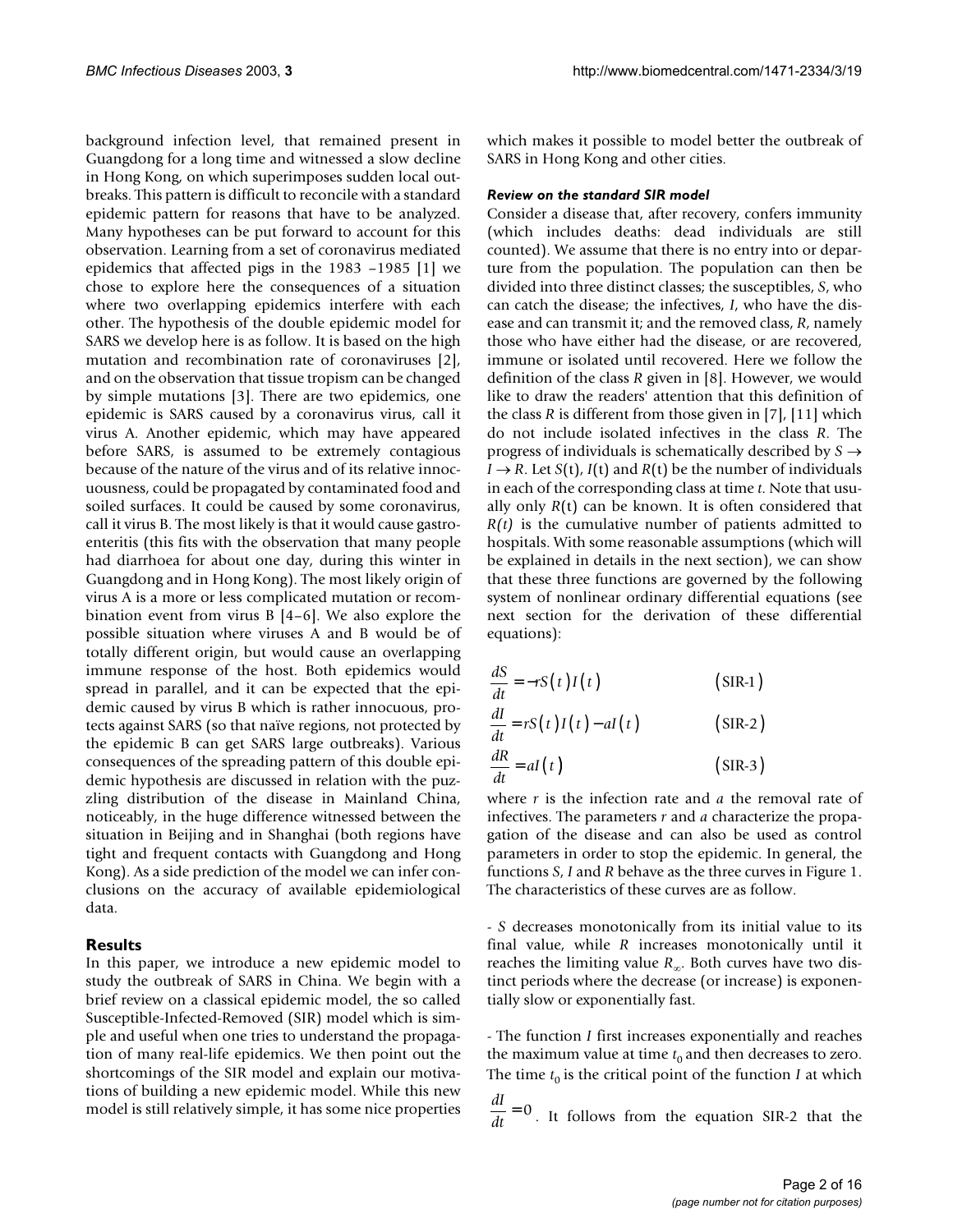background infection level, that remained present in Guangdong for a long time and witnessed a slow decline in Hong Kong, on which superimposes sudden local outbreaks. This pattern is difficult to reconcile with a standard epidemic pattern for reasons that have to be analyzed. Many hypotheses can be put forward to account for this observation. Learning from a set of coronavirus mediated epidemics that affected pigs in the 1983 –1985 [1] we chose to explore here the consequences of a situation where two overlapping epidemics interfere with each other. The hypothesis of the double epidemic model for SARS we develop here is as follow. It is based on the high mutation and recombination rate of coronaviruses [2], and on the observation that tissue tropism can be changed by simple mutations [3]. There are two epidemics, one epidemic is SARS caused by a coronavirus virus, call it virus A. Another epidemic, which may have appeared before SARS, is assumed to be extremely contagious because of the nature of the virus and of its relative innocuousness, could be propagated by contaminated food and soiled surfaces. It could be caused by some coronavirus, call it virus B. The most likely is that it would cause gastroenteritis (this fits with the observation that many people had diarrhoea for about one day, during this winter in Guangdong and in Hong Kong). The most likely origin of virus A is a more or less complicated mutation or recombination event from virus B [4–6]. We also explore the possible situation where viruses A and B would be of totally different origin, but would cause an overlapping immune response of the host. Both epidemics would spread in parallel, and it can be expected that the epidemic caused by virus B which is rather innocuous, protects against SARS (so that naïve regions, not protected by the epidemic B can get SARS large outbreaks). Various consequences of the spreading pattern of this double epidemic hypothesis are discussed in relation with the puzzling distribution of the disease in Mainland China, noticeably, in the huge difference witnessed between the situation in Beijing and in Shanghai (both regions have tight and frequent contacts with Guangdong and Hong Kong). As a side prediction of the model we can infer conclusions on the accuracy of available epidemiological data.

## Results

In this paper, we introduce a new epidemic model to study the outbreak of SARS in China. We begin with a brief review on a classical epidemic model, the so called Susceptible-Infected-Removed (SIR) model which is simple and useful when one tries to understand the propagation of many real-life epidemics. We then point out the shortcomings of the SIR model and explain our motivations of building a new epidemic model. While this new model is still relatively simple, it has some nice properties which makes it possible to model better the outbreak of SARS in Hong Kong and other cities.

### *Review on the standard SIR model*

Consider a disease that, after recovery, confers immunity (which includes deaths: dead individuals are still counted). We assume that there is no entry into or departure from the population. The population can then be divided into three distinct classes; the susceptibles, *S*, who can catch the disease; the infectives, *I*, who have the disease and can transmit it; and the removed class, *R*, namely those who have either had the disease, or are recovered, immune or isolated until recovered. Here we follow the definition of the class *R* given in [8]. However, we would like to draw the readers' attention that this definition of the class *R* is different from those given in [7], [11] which do not include isolated infectives in the class *R*. The progress of individuals is schematically described by $S \rightarrow I \rightarrow R$. Let $S(t)$, $I(t)$ and $R(t)$ be the number of individuals in each of the corresponding class at time *t*. Note that usually only $R(t)$ can be known. It is often considered that $R(t)$ is the cumulative number of patients admitted to hospitals. With some reasonable assumptions (which will be explained in details in the next section), we can show that these three functions are governed by the following system of nonlinear ordinary differential equations (see next section for the derivation of these differential equations):

$$\frac{dS}{dt} = -rS(t)I(t) \qquad \text{(SIR-1)}$$

$$\frac{dI}{dt} = rS(t)I(t) - aI(t) \qquad \text{(SIR-2)}$$

$$\frac{dR}{dt} = aI(t) \qquad \text{(SIR-3)}$$

where *r* is the infection rate and *a* the removal rate of infectives. The parameters *r* and *a* characterize the propagation of the disease and can also be used as control parameters in order to stop the epidemic. In general, the functions *S*, *I* and *R* behave as the three curves in Figure 1. The characteristics of these curves are as follow.

- *S* decreases monotonically from its initial value to its final value, while *R* increases monotonically until it reaches the limiting value $R_\infty$. Both curves have two distinct periods where the decrease (or increase) is exponentially slow or exponentially fast.

- The function *I* first increases exponentially and reaches the maximum value at time $t_0$ and then decreases to zero. The time $t_0$ is the critical point of the function *I* at which $\frac{dI}{dt} = 0$. It follows from the equation SIR-2 that the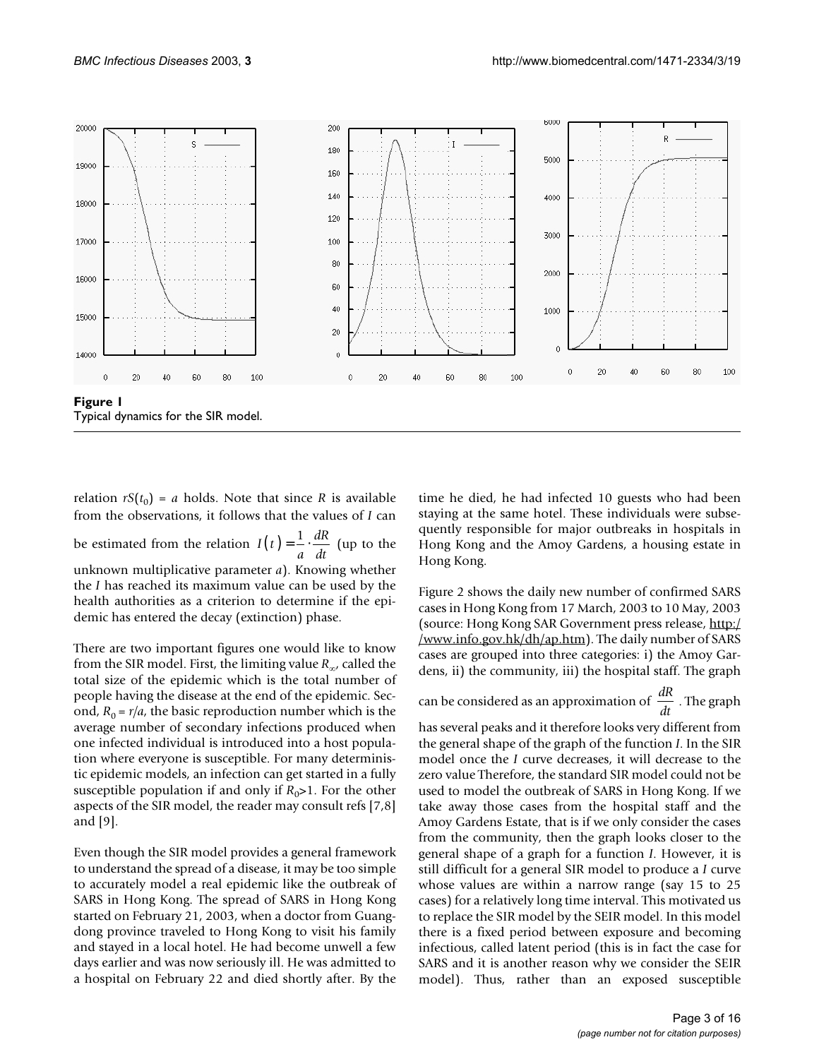**Figure 1**
Typical dynamics for the SIR model.

relation $rS(t_0) = a$ holds. Note that since $R$ is available from the observations, it follows that the values of $I$ can be estimated from the relation $I(t) = \frac{1}{a} \cdot \frac{dR}{dt}$ (up to the unknown multiplicative parameter $a$). Knowing whether the $I$ has reached its maximum value can be used by the health authorities as a criterion to determine if the epidemic has entered the decay (extinction) phase.

There are two important figures one would like to know from the SIR model. First, the limiting value $R_\infty$, called the total size of the epidemic which is the total number of people having the disease at the end of the epidemic. Second, $R_0 = r/a$, the basic reproduction number which is the average number of secondary infections produced when one infected individual is introduced into a host population where everyone is susceptible. For many deterministic epidemic models, an infection can get started in a fully susceptible population if and only if $R_0 > 1$. For the other aspects of the SIR model, the reader may consult refs [7,8] and [9].

Even though the SIR model provides a general framework to understand the spread of a disease, it may be too simple to accurately model a real epidemic like the outbreak of SARS in Hong Kong. The spread of SARS in Hong Kong started on February 21, 2003, when a doctor from Guangdong province traveled to Hong Kong to visit his family and stayed in a local hotel. He had become unwell a few days earlier and was now seriously ill. He was admitted to a hospital on February 22 and died shortly after. By the time he died, he had infected 10 guests who had been staying at the same hotel. These individuals were subsequently responsible for major outbreaks in hospitals in Hong Kong and the Amoy Gardens, a housing estate in Hong Kong.

Figure 2 shows the daily new number of confirmed SARS cases in Hong Kong from 17 March, 2003 to 10 May, 2003 (source: Hong Kong SAR Government press release, http://www.info.gov.hk/dh/ap.htm). The daily number of SARS cases are grouped into three categories: i) the Amoy Gardens, ii) the community, iii) the hospital staff. The graph can be considered as an approximation of $\frac{dR}{dt}$. The graph has several peaks and it therefore looks very different from the general shape of the graph of the function $I$. In the SIR model once the $I$ curve decreases, it will decrease to the zero value Therefore, the standard SIR model could not be used to model the outbreak of SARS in Hong Kong. If we take away those cases from the hospital staff and the Amoy Gardens Estate, that is if we only consider the cases from the community, then the graph looks closer to the general shape of a graph for a function $I$. However, it is still difficult for a general SIR model to produce a $I$ curve whose values are within a narrow range (say 15 to 25 cases) for a relatively long time interval. This motivated us to replace the SIR model by the SEIR model. In this model there is a fixed period between exposure and becoming infectious, called latent period (this is in fact the case for SARS and it is another reason why we consider the SEIR model). Thus, rather than an exposed susceptible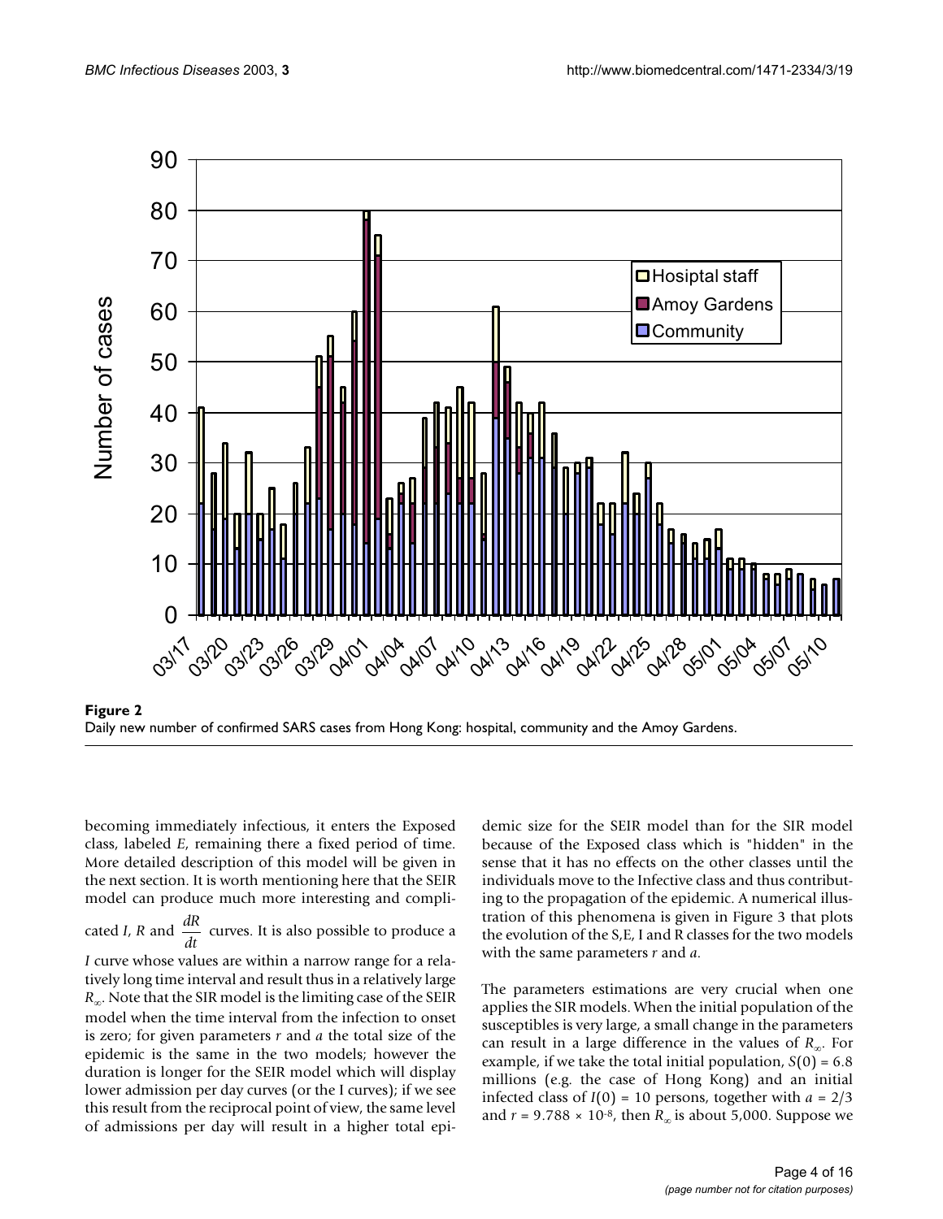**Figure 2**
Daily new number of confirmed SARS cases from Hong Kong: hospital, community and the Amoy Gardens.

becoming immediately infectious, it enters the Exposed class, labeled $E$, remaining there a fixed period of time. More detailed description of this model will be given in the next section. It is worth mentioning here that the SEIR model can produce much more interesting and complicated $I$, $R$ and $\frac{dR}{dt}$ curves. It is also possible to produce a $I$ curve whose values are within a narrow range for a relatively long time interval and result thus in a relatively large $R_\infty$. Note that the SIR model is the limiting case of the SEIR model when the time interval from the infection to onset is zero; for given parameters $r$ and $a$ the total size of the epidemic is the same in the two models; however the duration is longer for the SEIR model which will display lower admission per day curves (or the I curves); if we see this result from the reciprocal point of view, the same level of admissions per day will result in a higher total epidemic size for the SEIR model than for the SIR model because of the Exposed class which is "hidden" in the sense that it has no effects on the other classes until the individuals move to the Infective class and thus contributing to the propagation of the epidemic. A numerical illustration of this phenomena is given in Figure 3 that plots the evolution of the S,E, I and R classes for the two models with the same parameters $r$ and $a$.

The parameters estimations are very crucial when one applies the SIR models. When the initial population of the susceptibles is very large, a small change in the parameters can result in a large difference in the values of $R_\infty$. For example, if we take the total initial population, $S(0) = 6.8$ millions (e.g. the case of Hong Kong) and an initial infected class of $I(0) = 10$ persons, together with $a = 2/3$ and $r = 9.788 \times 10^{-8}$, then $R_\infty$ is about 5,000. Suppose we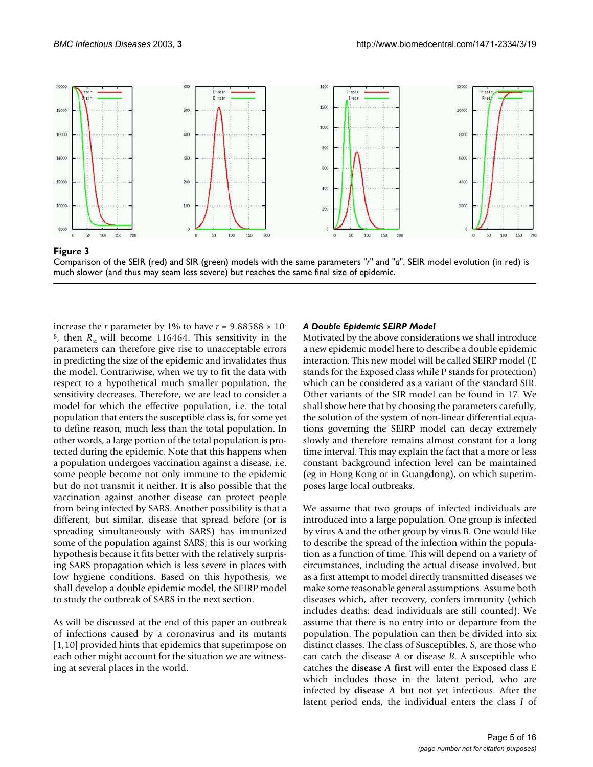20000
S-seir
S-sir
18000
16000
14000
12000
10000
8000
0 50 100 150 200

600
E-seir
E-sir
500
400
300
200
100
0
0 50 100 150 200

1400
I-seir
I-sir
1200
1000
800
600
400
200
0
0 50 100 150 200

12000
R-seir
R-sir
10000
8000
6000
4000
2000
0
0 50 100 150 200

**Figure 3**

Comparison of the SEIR (red) and SIR (green) models with the same parameters "*r*" and "*a*". SEIR model evolution (in red) is much slower (and thus may seam less severe) but reaches the same final size of epidemic.

increase the *r* parameter by 1% to have $r = 9.88588 \times 10^{-8}$, then $R_\infty$ will become 116464. This sensitivity in the parameters can therefore give rise to unacceptable errors in predicting the size of the epidemic and invalidates thus the model. Contrariwise, when we try to fit the data with respect to a hypothetical much smaller population, the sensitivity decreases. Therefore, we are lead to consider a model for which the effective population, i.e. the total population that enters the susceptible class is, for some yet to define reason, much less than the total population. In other words, a large portion of the total population is protected during the epidemic. Note that this happens when a population undergoes vaccination against a disease, i.e. some people become not only immune to the epidemic but do not transmit it neither. It is also possible that the vaccination against another disease can protect people from being infected by SARS. Another possibility is that a different, but similar, disease that spread before (or is spreading simultaneously with SARS) has immunized some of the population against SARS; this is our working hypothesis because it fits better with the relatively surprising SARS propagation which is less severe in places with low hygiene conditions. Based on this hypothesis, we shall develop a double epidemic model, the SEIRP model to study the outbreak of SARS in the next section.

As will be discussed at the end of this paper an outbreak of infections caused by a coronavirus and its mutants [1,10] provided hints that epidemics that superimpose on each other might account for the situation we are witnessing at several places in the world.

### A Double Epidemic SEIRP Model

Motivated by the above considerations we shall introduce a new epidemic model here to describe a double epidemic interaction. This new model will be called SEIRP model (E stands for the Exposed class while P stands for protection) which can be considered as a variant of the standard SIR. Other variants of the SIR model can be found in 17. We shall show here that by choosing the parameters carefully, the solution of the system of non-linear differential equations governing the SEIRP model can decay extremely slowly and therefore remains almost constant for a long time interval. This may explain the fact that a more or less constant background infection level can be maintained (eg in Hong Kong or in Guangdong), on which superimposes large local outbreaks.

We assume that two groups of infected individuals are introduced into a large population. One group is infected by virus A and the other group by virus B. One would like to describe the spread of the infection within the population as a function of time. This will depend on a variety of circumstances, including the actual disease involved, but as a first attempt to model directly transmitted diseases we make some reasonable general assumptions. Assume both diseases which, after recovery, confers immunity (which includes deaths: dead individuals are still counted). We assume that there is no entry into or departure from the population. The population can then be divided into six distinct classes. The class of Susceptibles, *S*, are those who can catch the disease *A* or disease *B*. A susceptible who catches the **disease *A* first** will enter the Exposed class E which includes those in the latent period, who are infected by **disease *A*** but not yet infectious. After the latent period ends, the individual enters the class *I* of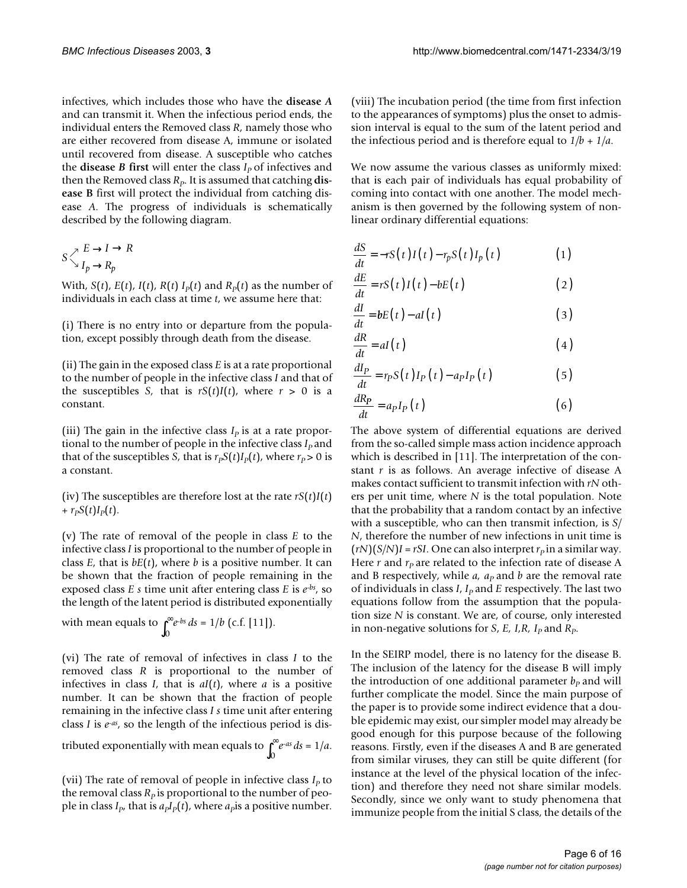infectives, which includes those who have the **disease** ***A*** and can transmit it. When the infectious period ends, the individual enters the Removed class $R$, namely those who are either recovered from disease A, immune or isolated until recovered from disease. A susceptible who catches the **disease** ***B*** **first** will enter the class $I_P$ of infectives and then the Removed class $R_P$. It is assumed that catching **disease B** first will protect the individual from catching disease $A$. The progress of individuals is schematically described by the following diagram.

$$S \begin{array}{l} \nearrow E \rightarrow I \rightarrow R \\ \searrow I_p \rightarrow R_p \end{array}$$

With, $S(t)$, $E(t)$, $I(t)$, $R(t)$ $I_P(t)$ and $R_P(t)$ as the number of individuals in each class at time $t$, we assume here that:

(i) There is no entry into or departure from the population, except possibly through death from the disease.

(ii) The gain in the exposed class $E$ is at a rate proportional to the number of people in the infective class $I$ and that of the susceptibles $S$, that is $rS(t)I(t)$, where $r > 0$ is a constant.

(iii) The gain in the infective class $I_P$ is at a rate proportional to the number of people in the infective class $I_P$ and that of the susceptibles $S$, that is $r_PS(t)I_P(t)$, where $r_P > 0$ is a constant.

(iv) The susceptibles are therefore lost at the rate $rS(t)I(t) + r_PS(t)I_P(t)$.

(v) The rate of removal of the people in class $E$ to the infective class $I$ is proportional to the number of people in class $E$, that is $bE(t)$, where $b$ is a positive number. It can be shown that the fraction of people remaining in the exposed class $E$ $s$ time unit after entering class $E$ is $e^{-bs}$, so the length of the latent period is distributed exponentially with mean equals to $\int_0^\infty e^{-bs}\,ds = 1/b$ (c.f. [11]).

(vi) The rate of removal of infectives in class $I$ to the removed class $R$ is proportional to the number of infectives in class $I$, that is $aI(t)$, where $a$ is a positive number. It can be shown that the fraction of people remaining in the infective class $I$ $s$ time unit after entering class $I$ is $e^{-as}$, so the length of the infectious period is distributed exponentially with mean equals to $\int_0^\infty e^{-as}\,ds = 1/a$.

(vii) The rate of removal of people in infective class $I_P$ to the removal class $R_P$ is proportional to the number of people in class $I_P$, that is $a_PI_P(t)$, where $a_P$ is a positive number.

(viii) The incubation period (the time from first infection to the appearances of symptoms) plus the onset to admission interval is equal to the sum of the latent period and the infectious period and is therefore equal to $1/b + 1/a$.

We now assume the various classes as uniformly mixed: that is each pair of individuals has equal probability of coming into contact with one another. The model mechanism is then governed by the following system of nonlinear ordinary differential equations:

$$\frac{dS}{dt} = -rS(t)I(t) - r_PS(t)I_P(t) \qquad (1)$$

$$\frac{dE}{dt} = rS(t)I(t) - bE(t) \qquad (2)$$

$$\frac{dI}{dt} = bE(t) - aI(t) \qquad (3)$$

$$\frac{dR}{dt} = aI(t) \qquad (4)$$

$$\frac{dI_P}{dt} = r_PS(t)I_P(t) - a_PI_P(t) \qquad (5)$$

$$\frac{dR_P}{dt} = a_PI_P(t) \qquad (6)$$

The above system of differential equations are derived from the so-called simple mass action incidence approach which is described in [11]. The interpretation of the constant $r$ is as follows. An average infective of disease A makes contact sufficient to transmit infection with $rN$ others per unit time, where $N$ is the total population. Note that the probability that a random contact by an infective with a susceptible, who can then transmit infection, is $S/N$, therefore the number of new infections in unit time is $(rN)(S/N)I = rSI$. One can also interpret $r_P$ in a similar way. Here $r$ and $r_P$ are related to the infection rate of disease A and B respectively, while $a$, $a_P$ and $b$ are the removal rate of individuals in class $I$, $I_P$ and $E$ respectively. The last two equations follow from the assumption that the population size $N$ is constant. We are, of course, only interested in non-negative solutions for $S$, $E$, $I$,$R$, $I_P$ and $R_P$.

In the SEIRP model, there is no latency for the disease B. The inclusion of the latency for the disease B will imply the introduction of one additional parameter $b_P$ and will further complicate the model. Since the main purpose of the paper is to provide some indirect evidence that a double epidemic may exist, our simpler model may already be good enough for this purpose because of the following reasons. Firstly, even if the diseases A and B are generated from similar viruses, they can still be quite different (for instance at the level of the physical location of the infection) and therefore they need not share similar models. Secondly, since we only want to study phenomena that immunize people from the initial S class, the details of the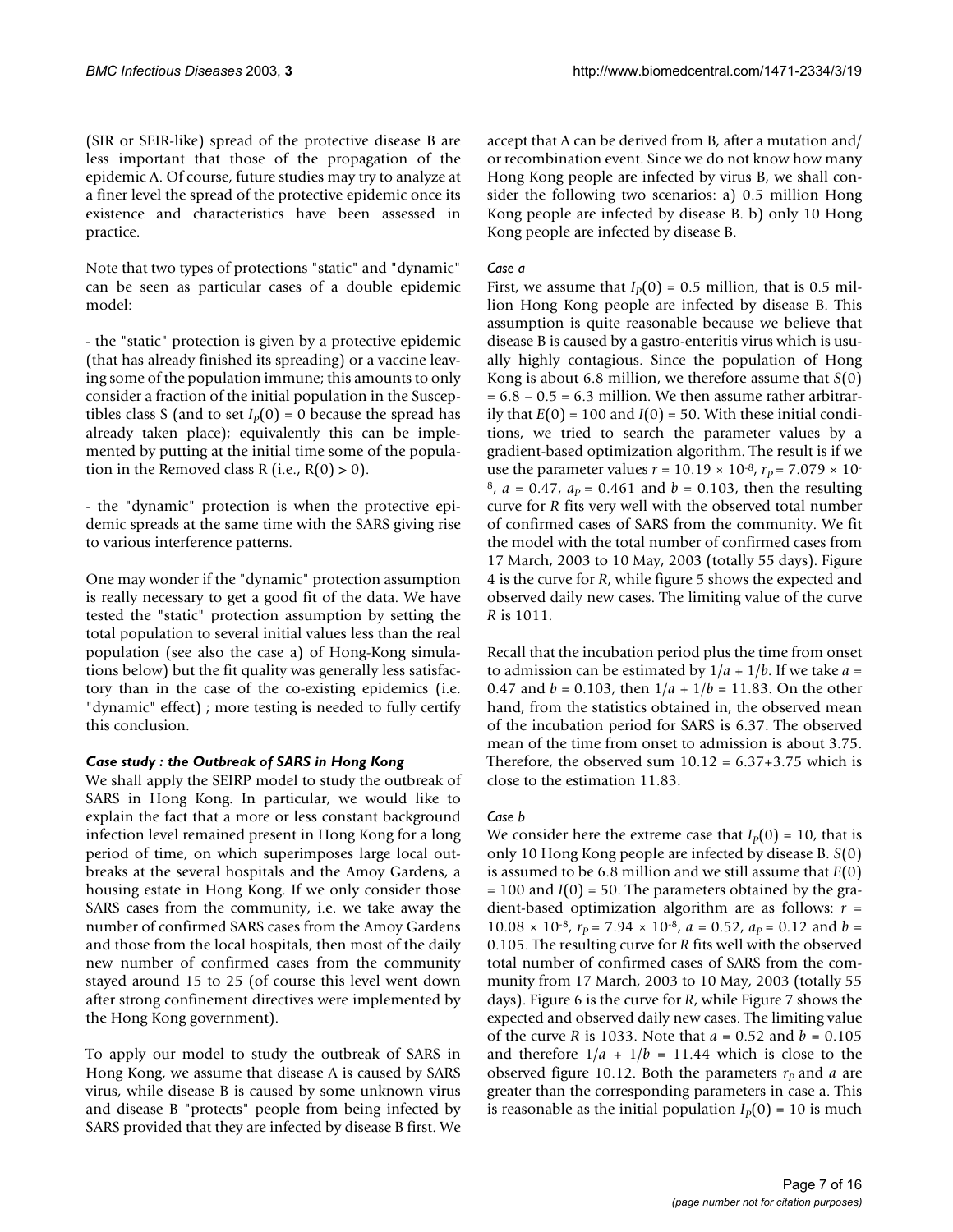(SIR or SEIR-like) spread of the protective disease B are less important that those of the propagation of the epidemic A. Of course, future studies may try to analyze at a finer level the spread of the protective epidemic once its existence and characteristics have been assessed in practice.

Note that two types of protections "static" and "dynamic" can be seen as particular cases of a double epidemic model:

- the "static" protection is given by a protective epidemic (that has already finished its spreading) or a vaccine leaving some of the population immune; this amounts to only consider a fraction of the initial population in the Susceptibles class S (and to set $I_P(0) = 0$ because the spread has already taken place); equivalently this can be implemented by putting at the initial time some of the population in the Removed class R (i.e., $R(0) > 0$).

- the "dynamic" protection is when the protective epidemic spreads at the same time with the SARS giving rise to various interference patterns.

One may wonder if the "dynamic" protection assumption is really necessary to get a good fit of the data. We have tested the "static" protection assumption by setting the total population to several initial values less than the real population (see also the case a) of Hong-Kong simulations below) but the fit quality was generally less satisfactory than in the case of the co-existing epidemics (i.e. "dynamic" effect) ; more testing is needed to fully certify this conclusion.

### *Case study : the Outbreak of SARS in Hong Kong*

We shall apply the SEIRP model to study the outbreak of SARS in Hong Kong. In particular, we would like to explain the fact that a more or less constant background infection level remained present in Hong Kong for a long period of time, on which superimposes large local outbreaks at the several hospitals and the Amoy Gardens, a housing estate in Hong Kong. If we only consider those SARS cases from the community, i.e. we take away the number of confirmed SARS cases from the Amoy Gardens and those from the local hospitals, then most of the daily new number of confirmed cases from the community stayed around 15 to 25 (of course this level went down after strong confinement directives were implemented by the Hong Kong government).

To apply our model to study the outbreak of SARS in Hong Kong, we assume that disease A is caused by SARS virus, while disease B is caused by some unknown virus and disease B "protects" people from being infected by SARS provided that they are infected by disease B first. We accept that A can be derived from B, after a mutation and/or recombination event. Since we do not know how many Hong Kong people are infected by virus B, we shall consider the following two scenarios: a) 0.5 million Hong Kong people are infected by disease B. b) only 10 Hong Kong people are infected by disease B.

#### *Case a*

First, we assume that $I_P(0) = 0.5$ million, that is 0.5 million Hong Kong people are infected by disease B. This assumption is quite reasonable because we believe that disease B is caused by a gastro-enteritis virus which is usually highly contagious. Since the population of Hong Kong is about 6.8 million, we therefore assume that $S(0) = 6.8 - 0.5 = 6.3$ million. We then assume rather arbitrarily that $E(0) = 100$ and $I(0) = 50$. With these initial conditions, we tried to search the parameter values by a gradient-based optimization algorithm. The result is if we use the parameter values $r = 10.19 \times 10^{-8}$, $r_P = 7.079 \times 10^{-8}$, $a = 0.47$, $a_P = 0.461$ and $b = 0.103$, then the resulting curve for $R$ fits very well with the observed total number of confirmed cases of SARS from the community. We fit the model with the total number of confirmed cases from 17 March, 2003 to 10 May, 2003 (totally 55 days). Figure 4 is the curve for $R$, while figure 5 shows the expected and observed daily new cases. The limiting value of the curve $R$ is 1011.

Recall that the incubation period plus the time from onset to admission can be estimated by $1/a + 1/b$. If we take $a = 0.47$ and $b = 0.103$, then $1/a + 1/b = 11.83$. On the other hand, from the statistics obtained in, the observed mean of the incubation period for SARS is 6.37. The observed mean of the time from onset to admission is about 3.75. Therefore, the observed sum $10.12 = 6.37+3.75$ which is close to the estimation 11.83.

#### *Case b*

We consider here the extreme case that $I_P(0) = 10$, that is only 10 Hong Kong people are infected by disease B. $S(0)$ is assumed to be 6.8 million and we still assume that $E(0) = 100$ and $I(0) = 50$. The parameters obtained by the gradient-based optimization algorithm are as follows: $r = 10.08 \times 10^{-8}$, $r_P = 7.94 \times 10^{-8}$, $a = 0.52$, $a_P = 0.12$ and $b = 0.105$. The resulting curve for $R$ fits well with the observed total number of confirmed cases of SARS from the community from 17 March, 2003 to 10 May, 2003 (totally 55 days). Figure 6 is the curve for $R$, while Figure 7 shows the expected and observed daily new cases. The limiting value of the curve $R$ is 1033. Note that $a = 0.52$ and $b = 0.105$ and therefore $1/a + 1/b = 11.44$ which is close to the observed figure 10.12. Both the parameters $r_P$ and $a$ are greater than the corresponding parameters in case a. This is reasonable as the initial population $I_P(0) = 10$ is much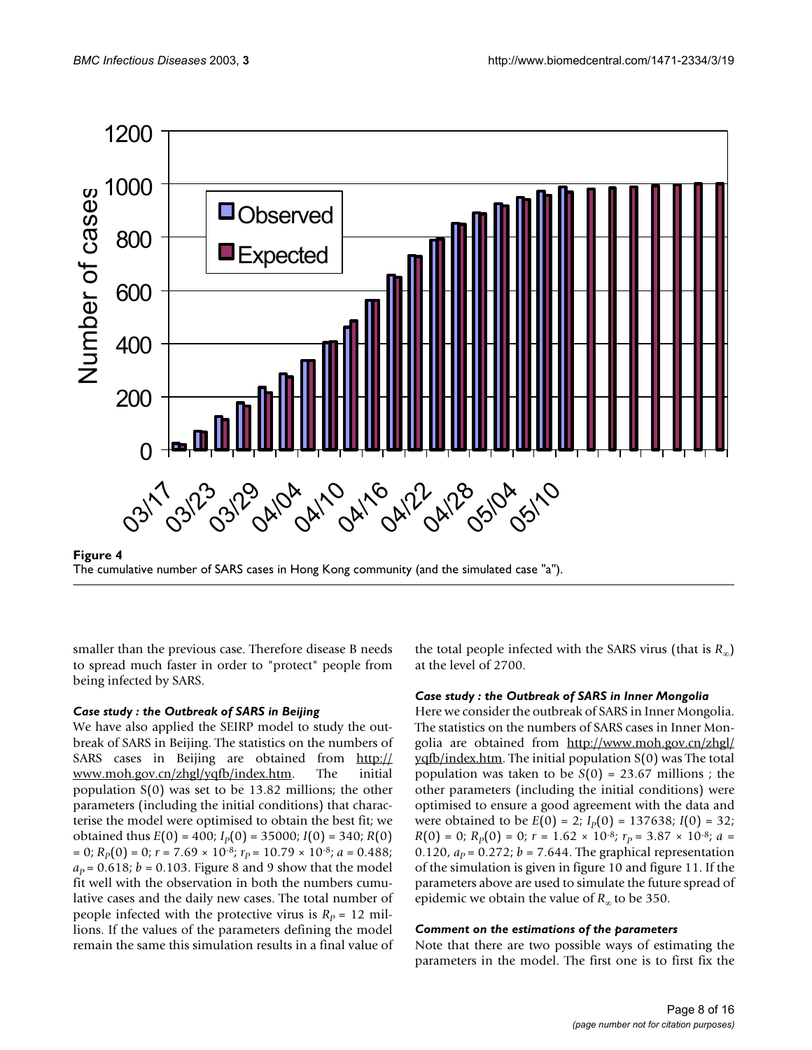**Figure 4**
The cumulative number of SARS cases in Hong Kong community (and the simulated case "a").

smaller than the previous case. Therefore disease B needs to spread much faster in order to "protect" people from being infected by SARS.

### *Case study : the Outbreak of SARS in Beijing*

We have also applied the SEIRP model to study the outbreak of SARS in Beijing. The statistics on the numbers of SARS cases in Beijing are obtained from http://www.moh.gov.cn/zhgl/yqfb/index.htm. The initial population S(0) was set to be 13.82 millions; the other parameters (including the initial conditions) that characterise the model were optimised to obtain the best fit; we obtained thus $E(0) = 400$; $I_P(0) = 35000$; $I(0) = 340$; $R(0) = 0$; $R_P(0) = 0$; $r = 7.69 \times 10^{-8}$; $r_P = 10.79 \times 10^{-8}$; $a = 0.488$; $a_P = 0.618$; $b = 0.103$. Figure 8 and 9 show that the model fit well with the observation in both the numbers cumulative cases and the daily new cases. The total number of people infected with the protective virus is $R_P = 12$ millions. If the values of the parameters defining the model remain the same this simulation results in a final value of the total people infected with the SARS virus (that is $R_\infty$) at the level of 2700.

### *Case study : the Outbreak of SARS in Inner Mongolia*

Here we consider the outbreak of SARS in Inner Mongolia. The statistics on the numbers of SARS cases in Inner Mongolia are obtained from http://www.moh.gov.cn/zhgl/yqfb/index.htm. The initial population S(0) was The total population was taken to be $S(0) = 23.67$ millions ; the other parameters (including the initial conditions) were optimised to ensure a good agreement with the data and were obtained to be $E(0) = 2$; $I_P(0) = 137638$; $I(0) = 32$; $R(0) = 0$; $R_P(0) = 0$; $r = 1.62 \times 10^{-8}$; $r_P = 3.87 \times 10^{-8}$; $a = 0.120$, $a_P = 0.272$; $b = 7.644$. The graphical representation of the simulation is given in figure 10 and figure 11. If the parameters above are used to simulate the future spread of epidemic we obtain the value of $R_\infty$ to be 350.

### *Comment on the estimations of the parameters*

Note that there are two possible ways of estimating the parameters in the model. The first one is to first fix the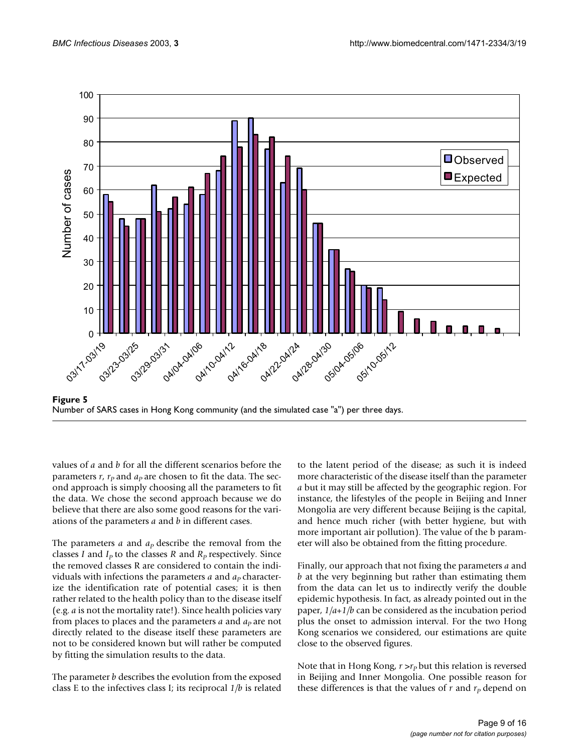**Figure 5**
Number of SARS cases in Hong Kong community (and the simulated case "a") per three days.

values of $a$ and $b$ for all the different scenarios before the parameters $r$, $r_P$ and $a_P$ are chosen to fit the data. The second approach is simply choosing all the parameters to fit the data. We chose the second approach because we do believe that there are also some good reasons for the variations of the parameters $a$ and $b$ in different cases.

The parameters $a$ and $a_P$ describe the removal from the classes $I$ and $I_P$ to the classes $R$ and $R_P$ respectively. Since the removed classes R are considered to contain the individuals with infections the parameters $a$ and $a_P$ characterize the identification rate of potential cases; it is then rather related to the health policy than to the disease itself (e.g. $a$ is not the mortality rate!). Since health policies vary from places to places and the parameters $a$ and $a_P$ are not directly related to the disease itself these parameters are not to be considered known but will rather be computed by fitting the simulation results to the data.

The parameter $b$ describes the evolution from the exposed class E to the infectives class I; its reciprocal $1/b$ is related to the latent period of the disease; as such it is indeed more characteristic of the disease itself than the parameter $a$ but it may still be affected by the geographic region. For instance, the lifestyles of the people in Beijing and Inner Mongolia are very different because Beijing is the capital, and hence much richer (with better hygiene, but with more important air pollution). The value of the b parameter will also be obtained from the fitting procedure.

Finally, our approach that not fixing the parameters $a$ and $b$ at the very beginning but rather than estimating them from the data can let us to indirectly verify the double epidemic hypothesis. In fact, as already pointed out in the paper, $1/a+1/b$ can be considered as the incubation period plus the onset to admission interval. For the two Hong Kong scenarios we considered, our estimations are quite close to the observed figures.

Note that in Hong Kong, $r > r_P$ but this relation is reversed in Beijing and Inner Mongolia. One possible reason for these differences is that the values of $r$ and $r_P$ depend on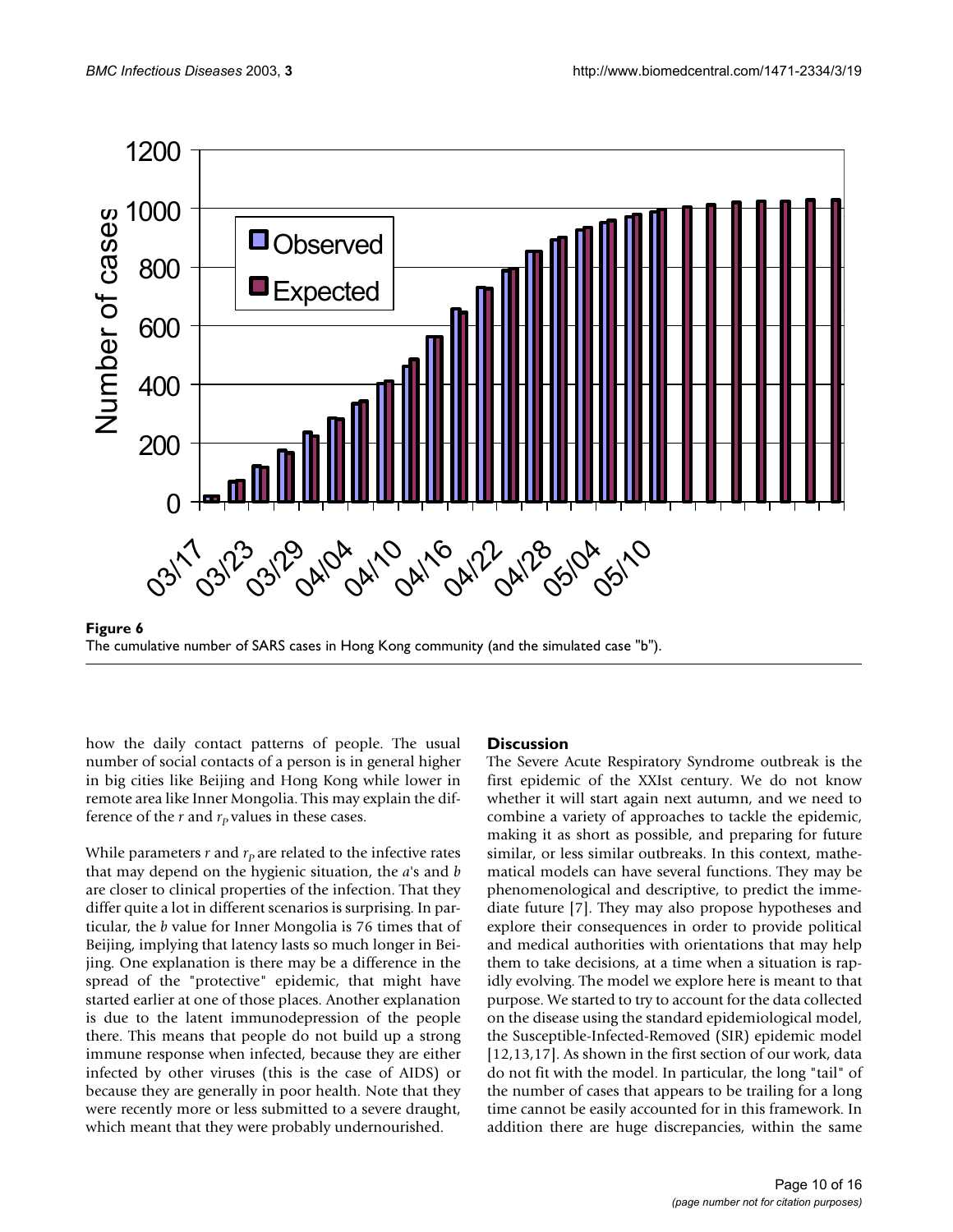1200
1000
800
600
400
200
0

Number of cases

Observed
Expected

03/17
03/23
03/29
04/04
04/10
04/16
04/22
04/28
05/04
05/10

**Figure 6**
The cumulative number of SARS cases in Hong Kong community (and the simulated case "b").

how the daily contact patterns of people. The usual number of social contacts of a person is in general higher in big cities like Beijing and Hong Kong while lower in remote area like Inner Mongolia. This may explain the difference of the $r$ and $r_P$ values in these cases.

While parameters $r$ and $r_P$ are related to the infective rates that may depend on the hygienic situation, the $a$'s and $b$ are closer to clinical properties of the infection. That they differ quite a lot in different scenarios is surprising. In particular, the $b$ value for Inner Mongolia is 76 times that of Beijing, implying that latency lasts so much longer in Beijing. One explanation is there may be a difference in the spread of the "protective" epidemic, that might have started earlier at one of those places. Another explanation is due to the latent immunodepression of the people there. This means that people do not build up a strong immune response when infected, because they are either infected by other viruses (this is the case of AIDS) or because they are generally in poor health. Note that they were recently more or less submitted to a severe draught, which meant that they were probably undernourished.

## Discussion

The Severe Acute Respiratory Syndrome outbreak is the first epidemic of the XXIst century. We do not know whether it will start again next autumn, and we need to combine a variety of approaches to tackle the epidemic, making it as short as possible, and preparing for future similar, or less similar outbreaks. In this context, mathematical models can have several functions. They may be phenomenological and descriptive, to predict the immediate future [7]. They may also propose hypotheses and explore their consequences in order to provide political and medical authorities with orientations that may help them to take decisions, at a time when a situation is rapidly evolving. The model we explore here is meant to that purpose. We started to try to account for the data collected on the disease using the standard epidemiological model, the Susceptible-Infected-Removed (SIR) epidemic model [12,13,17]. As shown in the first section of our work, data do not fit with the model. In particular, the long "tail" of the number of cases that appears to be trailing for a long time cannot be easily accounted for in this framework. In addition there are huge discrepancies, within the same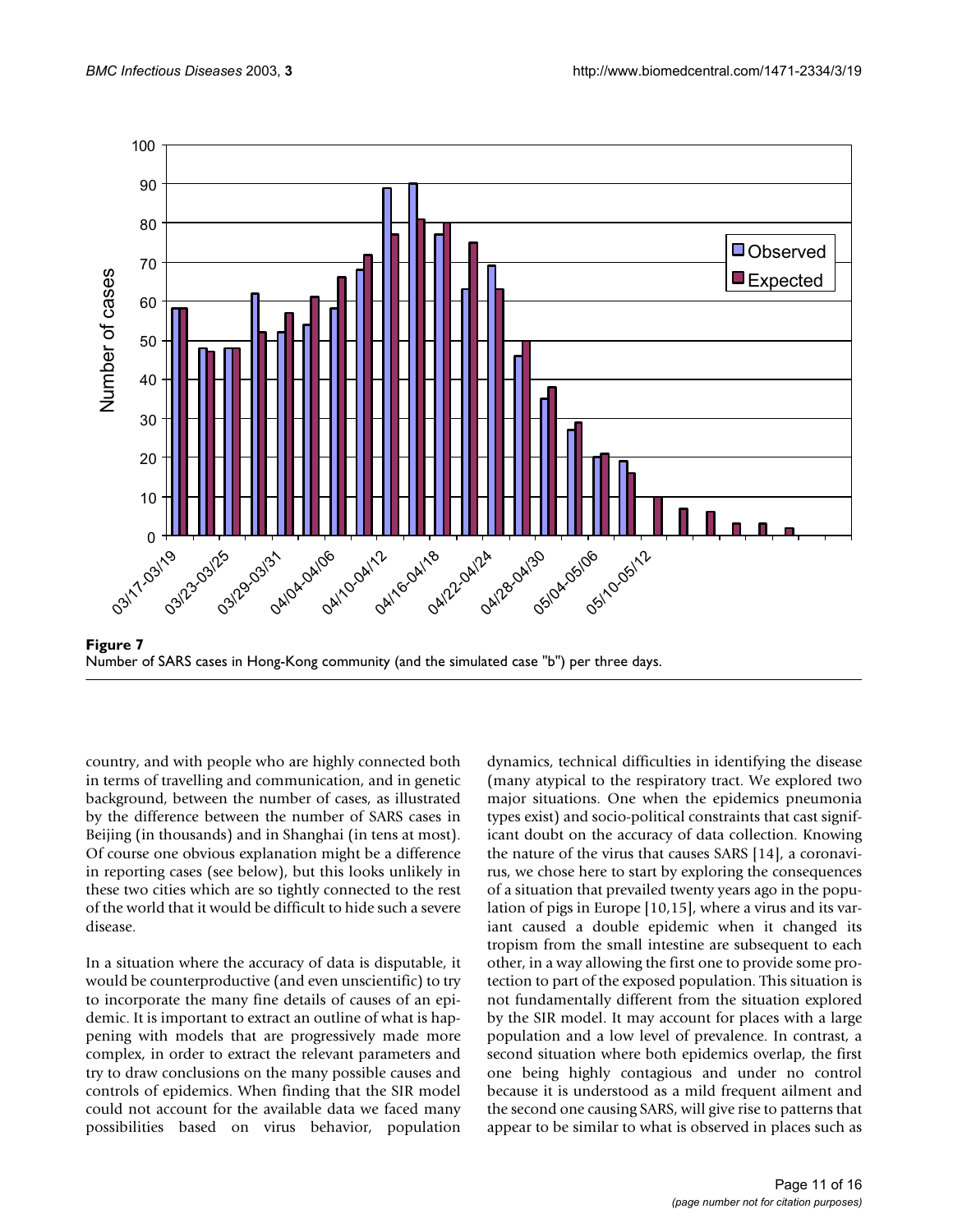100
90
80
70
60
50
40
30
20
10
0

Number of cases

Observed
Expected

03/17-03/19
03/23-03/25
03/29-03/31
04/04-04/06
04/10-04/12
04/16-04/18
04/22-04/24
04/28-04/30
05/04-05/06
05/10-05/12

**Figure 7**
Number of SARS cases in Hong-Kong community (and the simulated case "b") per three days.

country, and with people who are highly connected both in terms of travelling and communication, and in genetic background, between the number of cases, as illustrated by the difference between the number of SARS cases in Beijing (in thousands) and in Shanghai (in tens at most). Of course one obvious explanation might be a difference in reporting cases (see below), but this looks unlikely in these two cities which are so tightly connected to the rest of the world that it would be difficult to hide such a severe disease.

In a situation where the accuracy of data is disputable, it would be counterproductive (and even unscientific) to try to incorporate the many fine details of causes of an epidemic. It is important to extract an outline of what is happening with models that are progressively made more complex, in order to extract the relevant parameters and try to draw conclusions on the many possible causes and controls of epidemics. When finding that the SIR model could not account for the available data we faced many possibilities based on virus behavior, population dynamics, technical difficulties in identifying the disease (many atypical to the respiratory tract. We explored two major situations. One when the epidemics pneumonia types exist) and socio-political constraints that cast significant doubt on the accuracy of data collection. Knowing the nature of the virus that causes SARS [14], a coronavirus, we chose here to start by exploring the consequences of a situation that prevailed twenty years ago in the population of pigs in Europe [10,15], where a virus and its variant caused a double epidemic when it changed its tropism from the small intestine are subsequent to each other, in a way allowing the first one to provide some protection to part of the exposed population. This situation is not fundamentally different from the situation explored by the SIR model. It may account for places with a large population and a low level of prevalence. In contrast, a second situation where both epidemics overlap, the first one being highly contagious and under no control because it is understood as a mild frequent ailment and the second one causing SARS, will give rise to patterns that appear to be similar to what is observed in places such as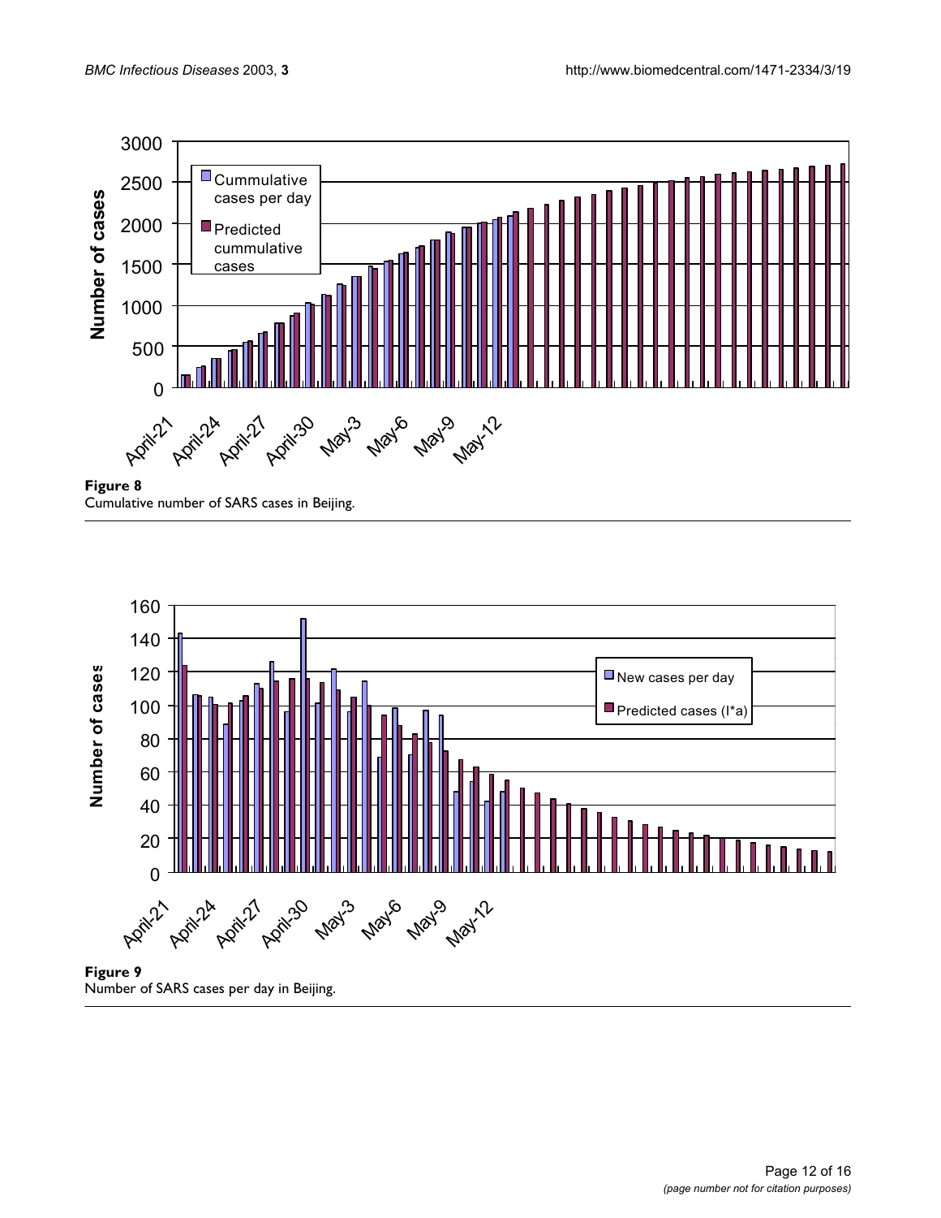**Figure 8**
Cumulative number of SARS cases in Beijing.

**Figure 9**
Number of SARS cases per day in Beijing.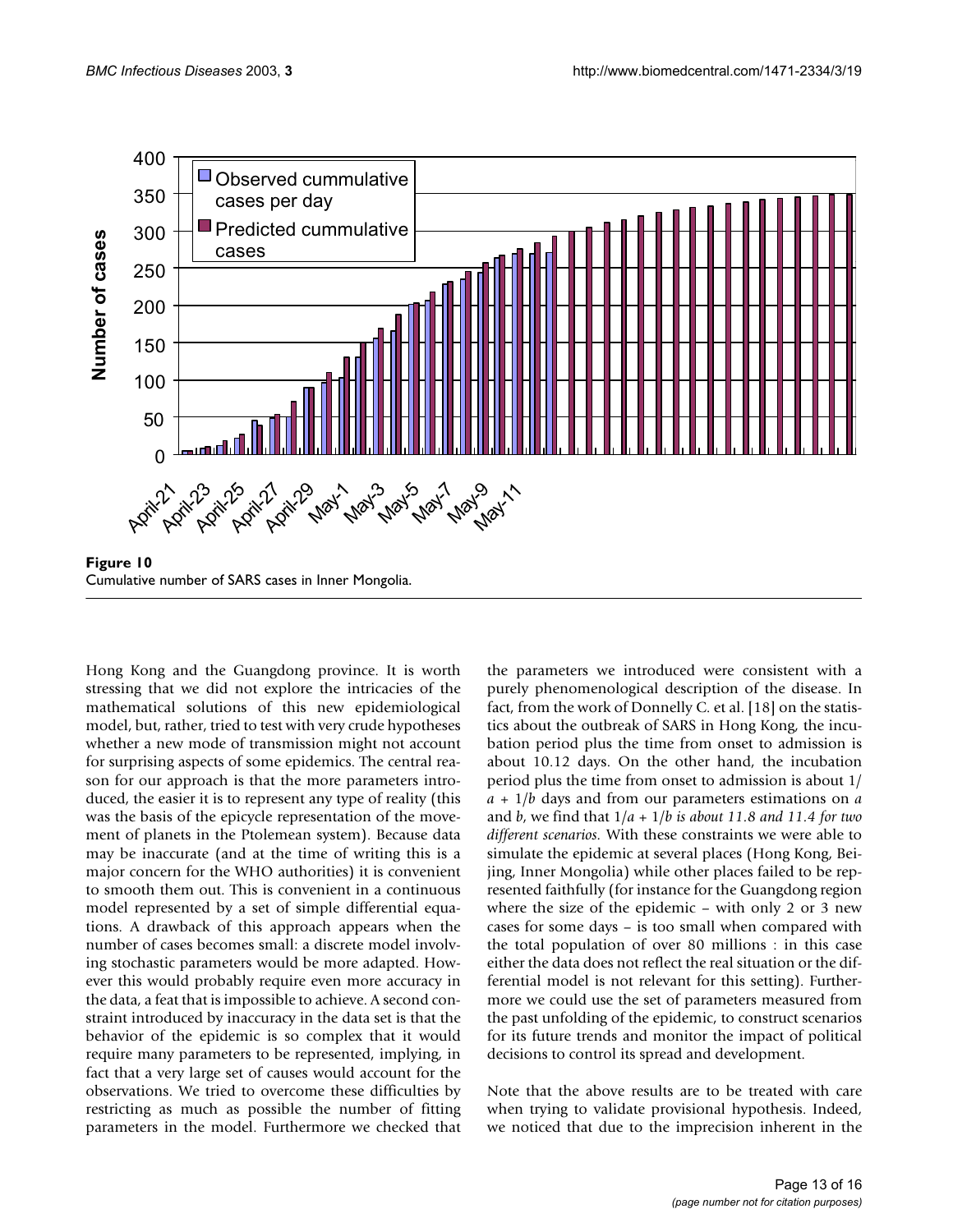400
350
300
250
200
150
100
50
0

Number of cases

Observed cummulative cases per day

Predicted cummulative cases

April-21 April-23 April-25 April-27 April-29 May-1 May-3 May-5 May-7 May-9 May-11

**Figure 10**
Cumulative number of SARS cases in Inner Mongolia.

Hong Kong and the Guangdong province. It is worth stressing that we did not explore the intricacies of the mathematical solutions of this new epidemiological model, but, rather, tried to test with very crude hypotheses whether a new mode of transmission might not account for surprising aspects of some epidemics. The central reason for our approach is that the more parameters introduced, the easier it is to represent any type of reality (this was the basis of the epicycle representation of the movement of planets in the Ptolemean system). Because data may be inaccurate (and at the time of writing this is a major concern for the WHO authorities) it is convenient to smooth them out. This is convenient in a continuous model represented by a set of simple differential equations. A drawback of this approach appears when the number of cases becomes small: a discrete model involving stochastic parameters would be more adapted. However this would probably require even more accuracy in the data, a feat that is impossible to achieve. A second constraint introduced by inaccuracy in the data set is that the behavior of the epidemic is so complex that it would require many parameters to be represented, implying, in fact that a very large set of causes would account for the observations. We tried to overcome these difficulties by restricting as much as possible the number of fitting parameters in the model. Furthermore we checked that the parameters we introduced were consistent with a purely phenomenological description of the disease. In fact, from the work of Donnelly C. et al. [18] on the statistics about the outbreak of SARS in Hong Kong, the incubation period plus the time from onset to admission is about 10.12 days. On the other hand, the incubation period plus the time from onset to admission is about $1/a + 1/b$ days and from our parameters estimations on $a$ and $b$, we find that *$1/a + 1/b$ is about 11.8 and 11.4 for two different scenarios.* With these constraints we were able to simulate the epidemic at several places (Hong Kong, Beijing, Inner Mongolia) while other places failed to be represented faithfully (for instance for the Guangdong region where the size of the epidemic – with only 2 or 3 new cases for some days – is too small when compared with the total population of over 80 millions : in this case either the data does not reflect the real situation or the differential model is not relevant for this setting). Furthermore we could use the set of parameters measured from the past unfolding of the epidemic, to construct scenarios for its future trends and monitor the impact of political decisions to control its spread and development.

Note that the above results are to be treated with care when trying to validate provisional hypothesis. Indeed, we noticed that due to the imprecision inherent in the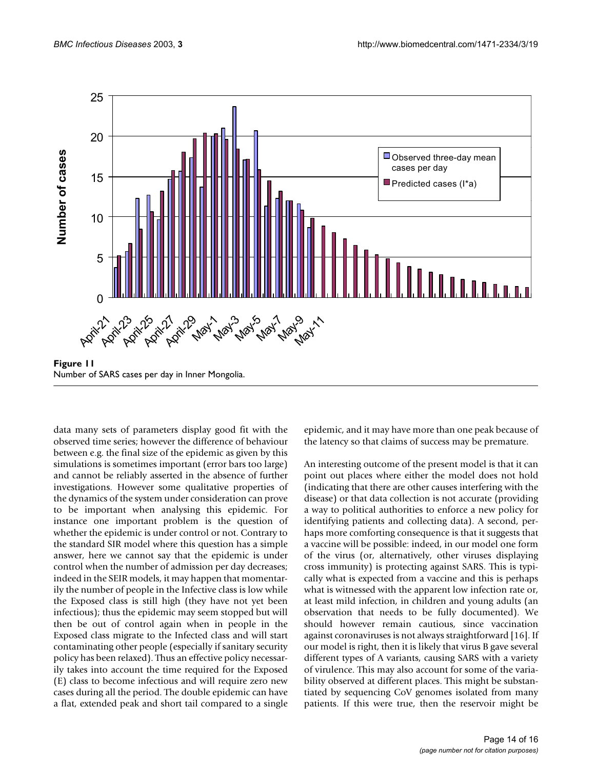25
20
15
10
5
0

Number of cases

Observed three-day mean cases per day

Predicted cases (I*a)

April-21 April-23 April-25 April-27 April-29 May-1 May-3 May-5 May-7 May-9 May-11

**Figure 11**
Number of SARS cases per day in Inner Mongolia.

data many sets of parameters display good fit with the observed time series; however the difference of behaviour between e.g. the final size of the epidemic as given by this simulations is sometimes important (error bars too large) and cannot be reliably asserted in the absence of further investigations. However some qualitative properties of the dynamics of the system under consideration can prove to be important when analysing this epidemic. For instance one important problem is the question of whether the epidemic is under control or not. Contrary to the standard SIR model where this question has a simple answer, here we cannot say that the epidemic is under control when the number of admission per day decreases; indeed in the SEIR models, it may happen that momentarily the number of people in the Infective class is low while the Exposed class is still high (they have not yet been infectious); thus the epidemic may seem stopped but will then be out of control again when in people in the Exposed class migrate to the Infected class and will start contaminating other people (especially if sanitary security policy has been relaxed). Thus an effective policy necessarily takes into account the time required for the Exposed (E) class to become infectious and will require zero new cases during all the period. The double epidemic can have a flat, extended peak and short tail compared to a single epidemic, and it may have more than one peak because of the latency so that claims of success may be premature.

An interesting outcome of the present model is that it can point out places where either the model does not hold (indicating that there are other causes interfering with the disease) or that data collection is not accurate (providing a way to political authorities to enforce a new policy for identifying patients and collecting data). A second, perhaps more comforting consequence is that it suggests that a vaccine will be possible: indeed, in our model one form of the virus (or, alternatively, other viruses displaying cross immunity) is protecting against SARS. This is typically what is expected from a vaccine and this is perhaps what is witnessed with the apparent low infection rate or, at least mild infection, in children and young adults (an observation that needs to be fully documented). We should however remain cautious, since vaccination against coronaviruses is not always straightforward [16]. If our model is right, then it is likely that virus B gave several different types of A variants, causing SARS with a variety of virulence. This may also account for some of the variability observed at different places. This might be substantiated by sequencing CoV genomes isolated from many patients. If this were true, then the reservoir might be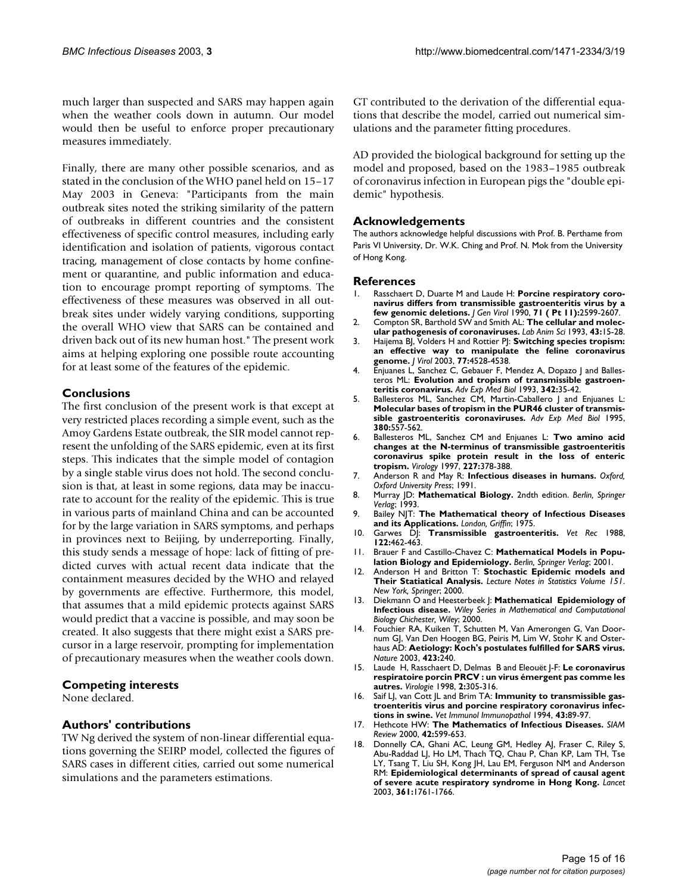much larger than suspected and SARS may happen again when the weather cools down in autumn. Our model would then be useful to enforce proper precautionary measures immediately.

Finally, there are many other possible scenarios, and as stated in the conclusion of the WHO panel held on 15–17 May 2003 in Geneva: "Participants from the main outbreak sites noted the striking similarity of the pattern of outbreaks in different countries and the consistent effectiveness of specific control measures, including early identification and isolation of patients, vigorous contact tracing, management of close contacts by home confinement or quarantine, and public information and education to encourage prompt reporting of symptoms. The effectiveness of these measures was observed in all outbreak sites under widely varying conditions, supporting the overall WHO view that SARS can be contained and driven back out of its new human host." The present work aims at helping exploring one possible route accounting for at least some of the features of the epidemic.

## Conclusions

The first conclusion of the present work is that except at very restricted places recording a simple event, such as the Amoy Gardens Estate outbreak, the SIR model cannot represent the unfolding of the SARS epidemic, even at its first steps. This indicates that the simple model of contagion by a single stable virus does not hold. The second conclusion is that, at least in some regions, data may be inaccurate to account for the reality of the epidemic. This is true in various parts of mainland China and can be accounted for by the large variation in SARS symptoms, and perhaps in provinces next to Beijing, by underreporting. Finally, this study sends a message of hope: lack of fitting of predicted curves with actual recent data indicate that the containment measures decided by the WHO and relayed by governments are effective. Furthermore, this model, that assumes that a mild epidemic protects against SARS would predict that a vaccine is possible, and may soon be created. It also suggests that there might exist a SARS precursor in a large reservoir, prompting for implementation of precautionary measures when the weather cools down.

## Competing interests

None declared.

## Authors' contributions

TW Ng derived the system of non-linear differential equations governing the SEIRP model, collected the figures of SARS cases in different cities, carried out some numerical simulations and the parameters estimations.

GT contributed to the derivation of the differential equations that describe the model, carried out numerical simulations and the parameter fitting procedures.

AD provided the biological background for setting up the model and proposed, based on the 1983–1985 outbreak of coronavirus infection in European pigs the "double epidemic" hypothesis.

## Acknowledgements

The authors acknowledge helpful discussions with Prof. B. Perthame from Paris VI University, Dr. W.K. Ching and Prof. N. Mok from the University of Hong Kong.

## References

1. Rasschaert D, Duarte M and Laude H: **Porcine respiratory coronavirus differs from transmissible gastroenteritis virus by a few genomic deletions.** *J Gen Virol* 1990, **71 ( Pt 11):**2599-2607.
2. Compton SR, Barthold SW and Smith AL: **The cellular and molecular pathogenesis of coronaviruses.** *Lab Anim Sci* 1993, **43:**15-28.
3. Haijema BJ, Volders H and Rottier PJ: **Switching species tropism: an effective way to manipulate the feline coronavirus genome.** *J Virol* 2003, **77:**4528-4538.
4. Enjuanes L, Sanchez C, Gebauer F, Mendez A, Dopazo J and Ballesteros ML: **Evolution and tropism of transmissible gastroenteritis coronavirus.** *Adv Exp Med Biol* 1993, **342:**35-42.
5. Ballesteros ML, Sanchez CM, Martin-Caballero J and Enjuanes L: **Molecular bases of tropism in the PUR46 cluster of transmissible gastroenteritis coronaviruses.** *Adv Exp Med Biol* 1995, **380:**557-562.
6. Ballesteros ML, Sanchez CM and Enjuanes L: **Two amino acid changes at the N-terminus of transmissible gastroenteritis coronavirus spike protein result in the loss of enteric tropism.** *Virology* 1997, **227:**378-388.
7. Anderson R and May R: **Infectious diseases in humans.** *Oxford, Oxford University Press*; 1991.
8. Murray JD: **Mathematical Biology.** 2ndth edition. *Berlin, Springer Verlag*; 1993.
9. Bailey NJT: **The Mathematical theory of Infectious Diseases and its Applications.** *London, Griffin*; 1975.
10. Garwes DJ: **Transmissible gastroenteritis.** *Vet Rec* 1988, **122:**462-463.
11. Brauer F and Castillo-Chavez C: **Mathematical Models in Population Biology and Epidemiology.** *Berlin, Springer Verlag*; 2001.
12. Anderson H and Britton T: **Stochastic Epidemic models and Their Statiatical Analysis.** *Lecture Notes in Statistics Volume 151. New York, Springer*; 2000.
13. Diekmann O and Heesterbeek J: **Mathematical Epidemiology of Infectious disease.** *Wiley Series in Mathematical and Computational Biology Chichester, Wiley*; 2000.
14. Fouchier RA, Kuiken T, Schutten M, Van Amerongen G, Van Doornum GJ, Van Den Hoogen BG, Peiris M, Lim W, Stohr K and Osterhaus AD: **Aetiology: Koch's postulates fulfilled for SARS virus.** *Nature* 2003, **423:**240.
15. Laude H, Rasschaert D, Delmas B and Eleouët J-F: **Le coronavirus respiratoire porcin PRCV : un virus émergent pas comme les autres.** *Virologie* 1998, **2:**305-316.
16. Saif LJ, van Cott JL and Brim TA: **Immunity to transmissible gastroenteritis virus and porcine respiratory coronavirus infections in swine.** *Vet Immunol Immunopathol* 1994, **43:**89-97.
17. Hethcote HW: **The Mathematics of Infectious Diseases.** *SIAM Review* 2000, **42:**599-653.
18. Donnelly CA, Ghani AC, Leung GM, Hedley AJ, Fraser C, Riley S, Abu-Raddad LJ, Ho LM, Thach TQ, Chau P, Chan KP, Lam TH, Tse LY, Tsang T, Liu SH, Kong JH, Lau EM, Ferguson NM and Anderson RM: **Epidemiological determinants of spread of causal agent of severe acute respiratory syndrome in Hong Kong.** *Lancet* 2003, **361:**1761-1766.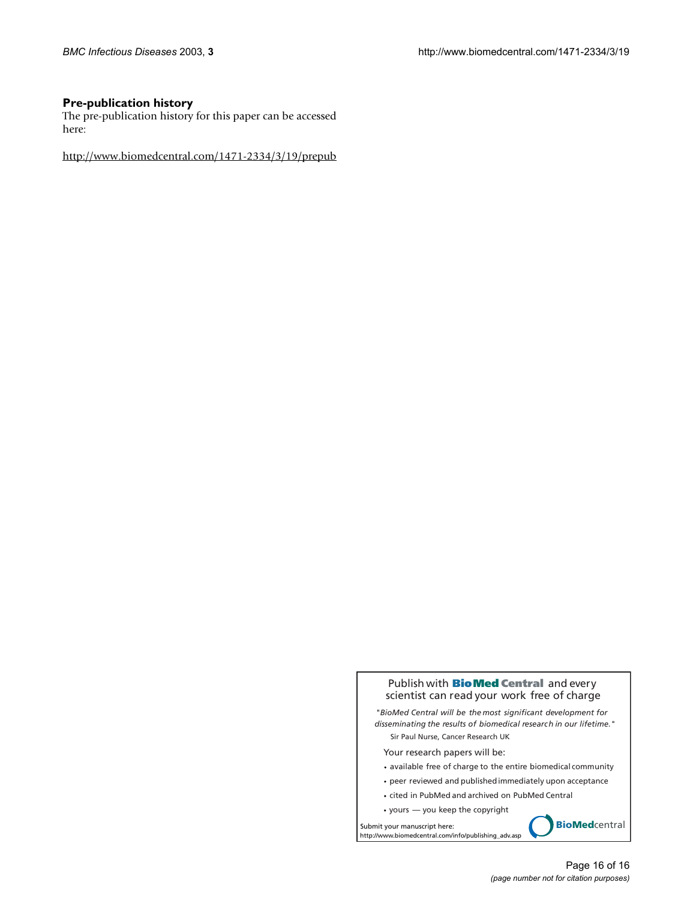## Pre-publication history

The pre-publication history for this paper can be accessed here:

http://www.biomedcentral.com/1471-2334/3/19/prepub

Publish with **BioMed Central** and every scientist can read your work free of charge

*"BioMed Central will be the most significant development for disseminating the results of biomedical research in our lifetime."*

Sir Paul Nurse, Cancer Research UK

Your research papers will be:

- available free of charge to the entire biomedical community
- peer reviewed and published immediately upon acceptance
- cited in PubMed and archived on PubMed Central
- yours — you keep the copyright

Submit your manuscript here:
http://www.biomedcentral.com/info/publishing_adv.asp

**BioMed**central